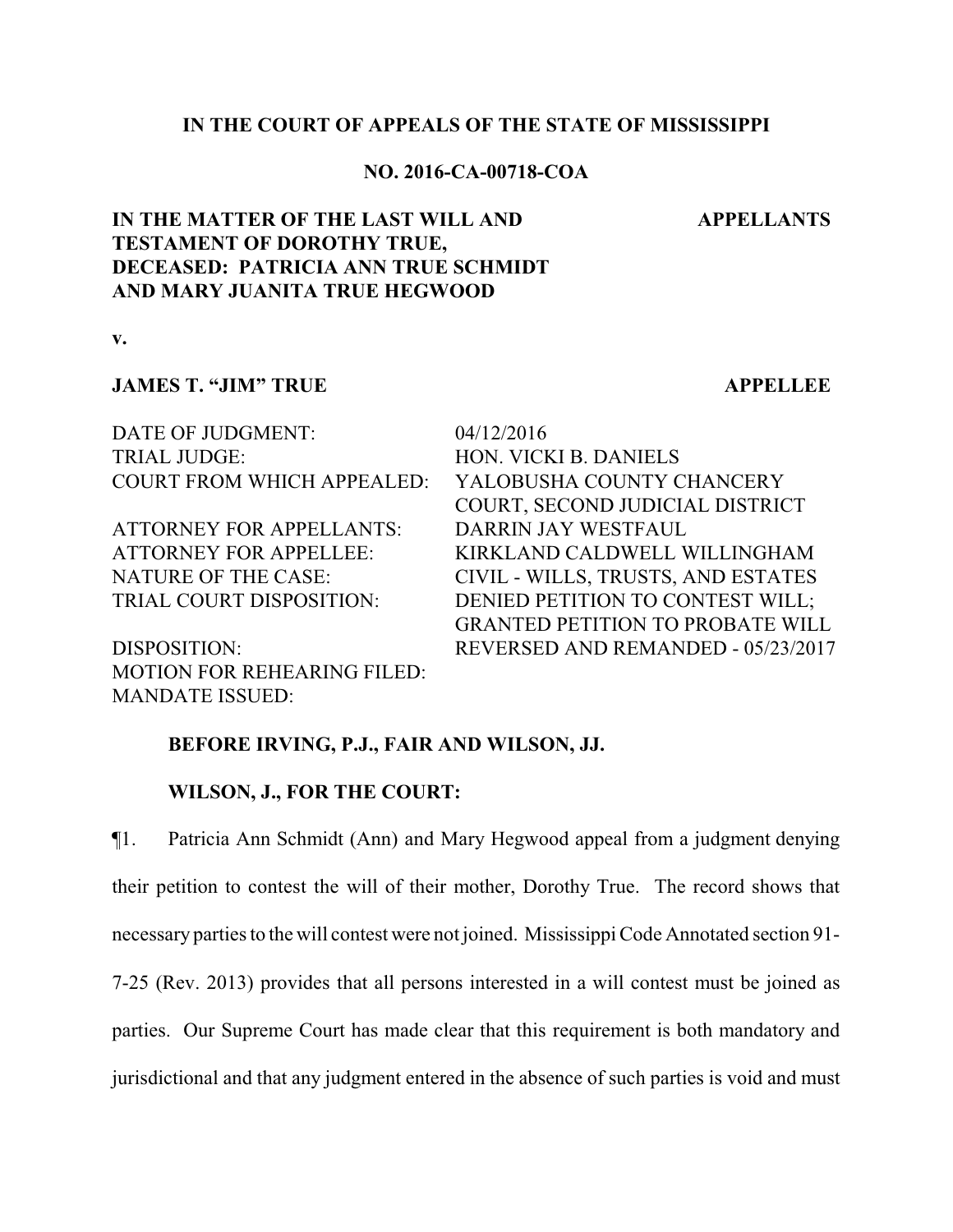**IN THE COURT OF APPEALS OF THE STATE OF MISSISSIPPI**

**NO. 2016-CA-00718-COA**

| | |
|---|---|
| **IN THE MATTER OF THE LAST WILL AND TESTAMENT OF DOROTHY TRUE, DECEASED: PATRICIA ANN TRUE SCHMIDT AND MARY JUANITA TRUE HEGWOOD** | **APPELLANTS** |

**v.**

| | |
|---|---|
| **JAMES T. "JIM" TRUE** | **APPELLEE** |

| | |
|---|---|
| DATE OF JUDGMENT: | 04/12/2016 |
| TRIAL JUDGE: | HON. VICKI B. DANIELS |
| COURT FROM WHICH APPEALED: | YALOBUSHA COUNTY CHANCERY COURT, SECOND JUDICIAL DISTRICT |
| ATTORNEY FOR APPELLANTS: | DARRIN JAY WESTFAUL |
| ATTORNEY FOR APPELLEE: | KIRKLAND CALDWELL WILLINGHAM |
| NATURE OF THE CASE: | CIVIL - WILLS, TRUSTS, AND ESTATES |
| TRIAL COURT DISPOSITION: | DENIED PETITION TO CONTEST WILL; GRANTED PETITION TO PROBATE WILL |
| DISPOSITION: | REVERSED AND REMANDED - 05/23/2017 |
| MOTION FOR REHEARING FILED: | |
| MANDATE ISSUED: | |

**BEFORE IRVING, P.J., FAIR AND WILSON, JJ.**

**WILSON, J., FOR THE COURT:**

¶1. Patricia Ann Schmidt (Ann) and Mary Hegwood appeal from a judgment denying their petition to contest the will of their mother, Dorothy True. The record shows that necessary parties to the will contest were not joined. Mississippi Code Annotated section 91-7-25 (Rev. 2013) provides that all persons interested in a will contest must be joined as parties. Our Supreme Court has made clear that this requirement is both mandatory and jurisdictional and that any judgment entered in the absence of such parties is void and must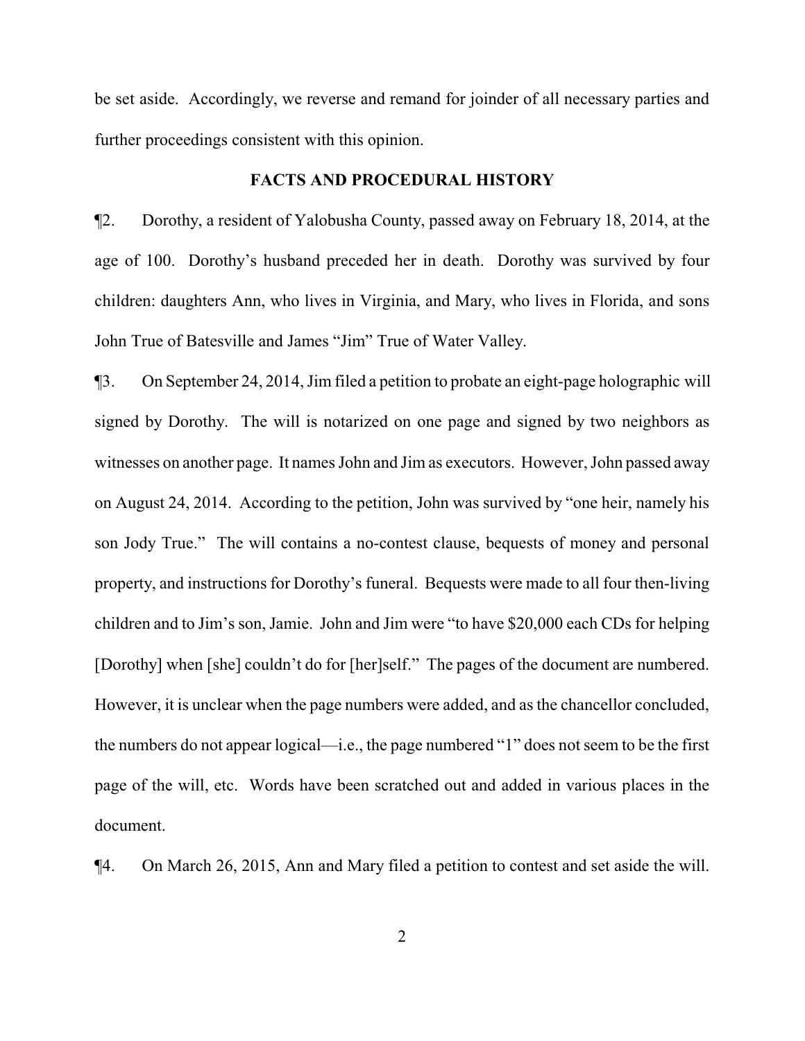be set aside. Accordingly, we reverse and remand for joinder of all necessary parties and further proceedings consistent with this opinion.

## FACTS AND PROCEDURAL HISTORY

¶2. Dorothy, a resident of Yalobusha County, passed away on February 18, 2014, at the age of 100. Dorothy's husband preceded her in death. Dorothy was survived by four children: daughters Ann, who lives in Virginia, and Mary, who lives in Florida, and sons John True of Batesville and James "Jim" True of Water Valley.

¶3. On September 24, 2014, Jim filed a petition to probate an eight-page holographic will signed by Dorothy. The will is notarized on one page and signed by two neighbors as witnesses on another page. It names John and Jim as executors. However, John passed away on August 24, 2014. According to the petition, John was survived by "one heir, namely his son Jody True." The will contains a no-contest clause, bequests of money and personal property, and instructions for Dorothy's funeral. Bequests were made to all four then-living children and to Jim's son, Jamie. John and Jim were "to have $20,000 each CDs for helping [Dorothy] when [she] couldn't do for [her]self." The pages of the document are numbered. However, it is unclear when the page numbers were added, and as the chancellor concluded, the numbers do not appear logical—i.e., the page numbered "1" does not seem to be the first page of the will, etc. Words have been scratched out and added in various places in the document.

¶4. On March 26, 2015, Ann and Mary filed a petition to contest and set aside the will.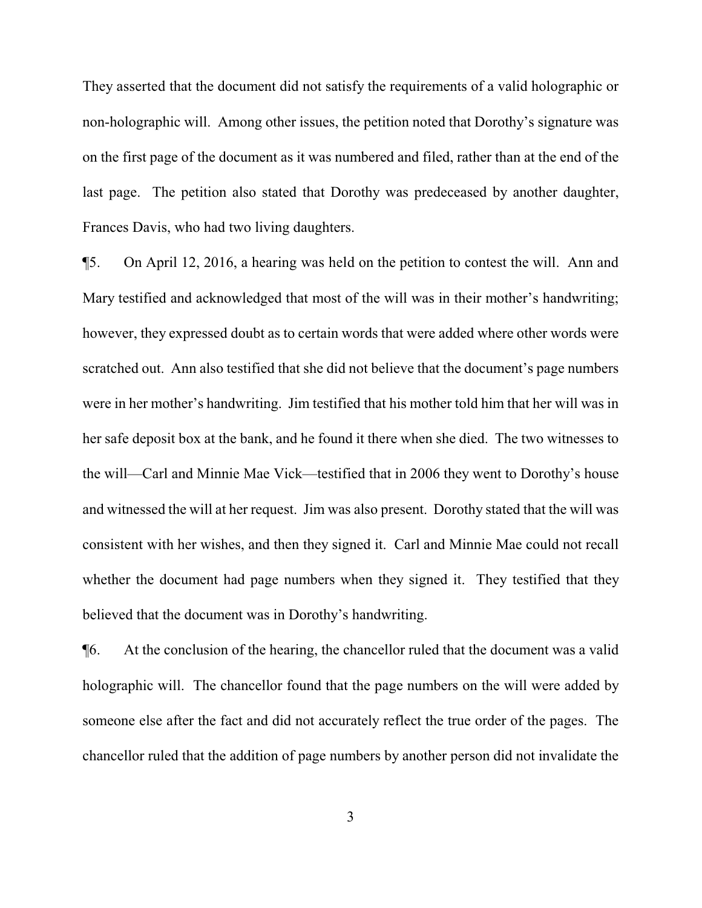They asserted that the document did not satisfy the requirements of a valid holographic or non-holographic will. Among other issues, the petition noted that Dorothy's signature was on the first page of the document as it was numbered and filed, rather than at the end of the last page. The petition also stated that Dorothy was predeceased by another daughter, Frances Davis, who had two living daughters.

¶5. On April 12, 2016, a hearing was held on the petition to contest the will. Ann and Mary testified and acknowledged that most of the will was in their mother's handwriting; however, they expressed doubt as to certain words that were added where other words were scratched out. Ann also testified that she did not believe that the document's page numbers were in her mother's handwriting. Jim testified that his mother told him that her will was in her safe deposit box at the bank, and he found it there when she died. The two witnesses to the will—Carl and Minnie Mae Vick—testified that in 2006 they went to Dorothy's house and witnessed the will at her request. Jim was also present. Dorothy stated that the will was consistent with her wishes, and then they signed it. Carl and Minnie Mae could not recall whether the document had page numbers when they signed it. They testified that they believed that the document was in Dorothy's handwriting.

¶6. At the conclusion of the hearing, the chancellor ruled that the document was a valid holographic will. The chancellor found that the page numbers on the will were added by someone else after the fact and did not accurately reflect the true order of the pages. The chancellor ruled that the addition of page numbers by another person did not invalidate the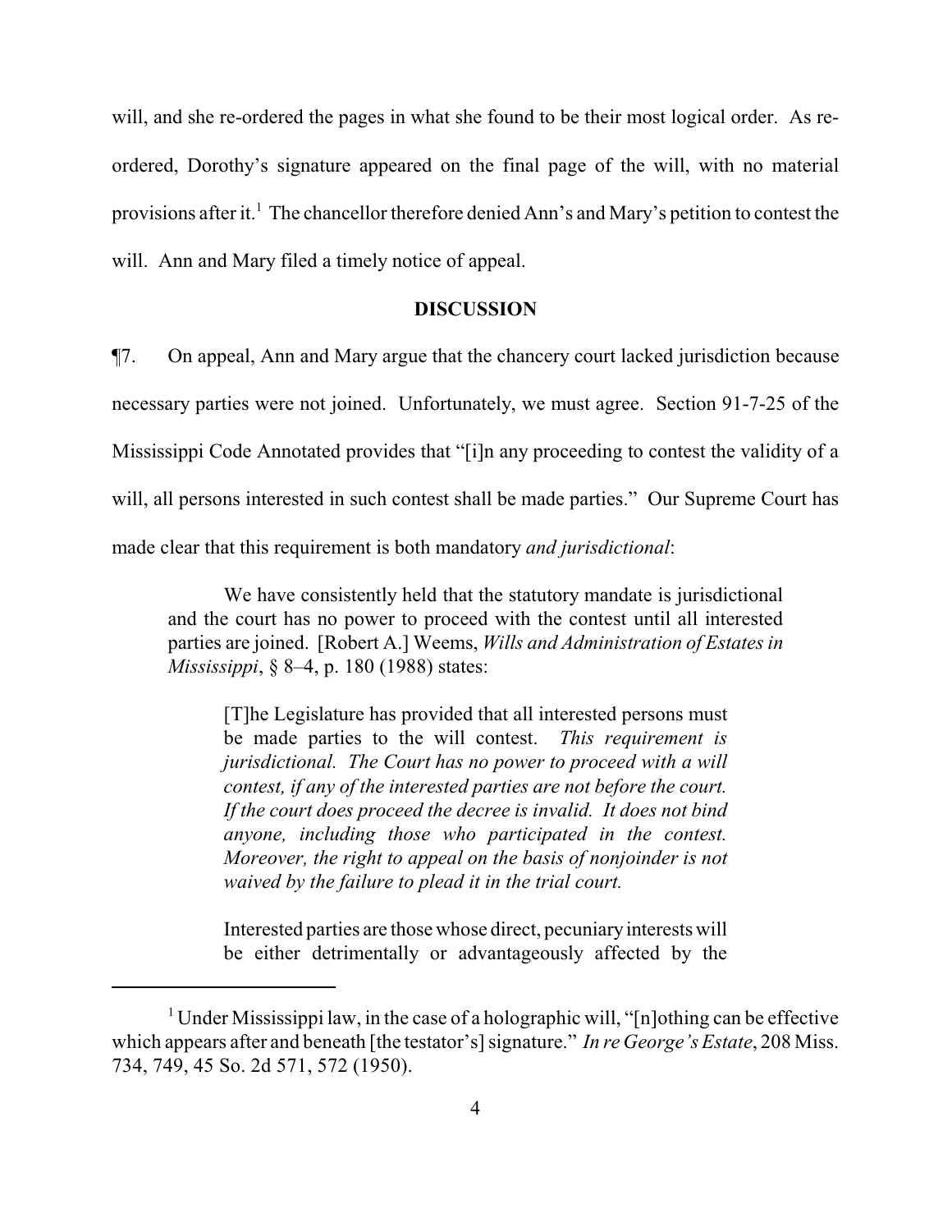will, and she re-ordered the pages in what she found to be their most logical order. As re-ordered, Dorothy's signature appeared on the final page of the will, with no material provisions after it.[1] The chancellor therefore denied Ann's and Mary's petition to contest the will. Ann and Mary filed a timely notice of appeal.

**DISCUSSION**

¶7. On appeal, Ann and Mary argue that the chancery court lacked jurisdiction because necessary parties were not joined. Unfortunately, we must agree. Section 91-7-25 of the Mississippi Code Annotated provides that "[i]n any proceeding to contest the validity of a will, all persons interested in such contest shall be made parties." Our Supreme Court has made clear that this requirement is both mandatory *and jurisdictional*:

> We have consistently held that the statutory mandate is jurisdictional and the court has no power to proceed with the contest until all interested parties are joined. [Robert A.] Weems, *Wills and Administration of Estates in Mississippi*, § 8–4, p. 180 (1988) states:
>
> > [T]he Legislature has provided that all interested persons must be made parties to the will contest. *This requirement is jurisdictional. The Court has no power to proceed with a will contest, if any of the interested parties are not before the court. If the court does proceed the decree is invalid. It does not bind anyone, including those who participated in the contest. Moreover, the right to appeal on the basis of nonjoinder is not waived by the failure to plead it in the trial court.*
> >
> > Interested parties are those whose direct, pecuniary interests will be either detrimentally or advantageously affected by the

[1] Under Mississippi law, in the case of a holographic will, "[n]othing can be effective which appears after and beneath [the testator's] signature." *In re George's Estate*, 208 Miss. 734, 749, 45 So. 2d 571, 572 (1950).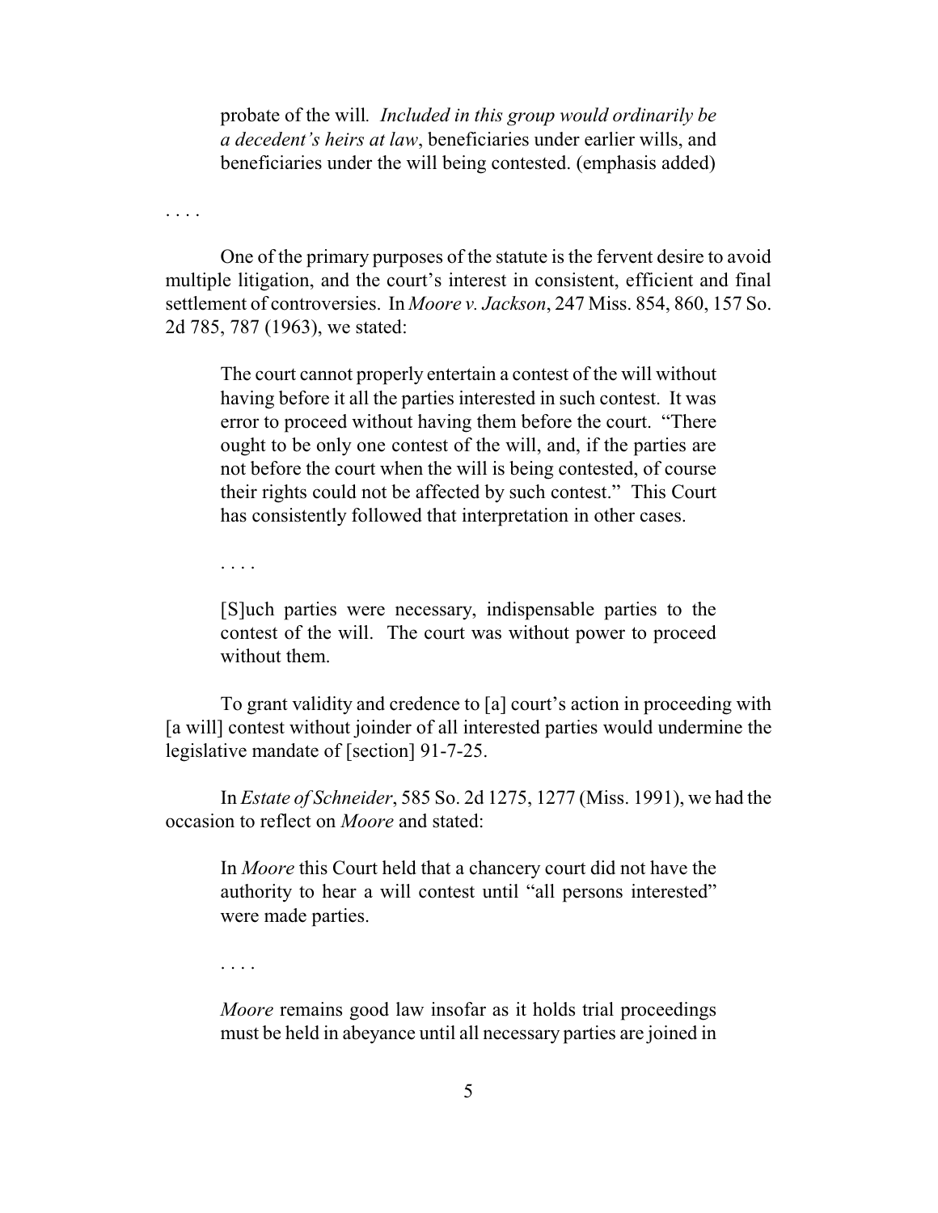> probate of the will. *Included in this group would ordinarily be a decedent's heirs at law*, beneficiaries under earlier wills, and beneficiaries under the will being contested. (emphasis added)

. . . .

One of the primary purposes of the statute is the fervent desire to avoid multiple litigation, and the court's interest in consistent, efficient and final settlement of controversies. In *Moore v. Jackson*, 247 Miss. 854, 860, 157 So. 2d 785, 787 (1963), we stated:

> The court cannot properly entertain a contest of the will without having before it all the parties interested in such contest. It was error to proceed without having them before the court. "There ought to be only one contest of the will, and, if the parties are not before the court when the will is being contested, of course their rights could not be affected by such contest." This Court has consistently followed that interpretation in other cases.
>
> . . . .
>
> [S]uch parties were necessary, indispensable parties to the contest of the will. The court was without power to proceed without them.

To grant validity and credence to [a] court's action in proceeding with [a will] contest without joinder of all interested parties would undermine the legislative mandate of [section] 91-7-25.

In *Estate of Schneider*, 585 So. 2d 1275, 1277 (Miss. 1991), we had the occasion to reflect on *Moore* and stated:

> In *Moore* this Court held that a chancery court did not have the authority to hear a will contest until "all persons interested" were made parties.
>
> . . . .
>
> *Moore* remains good law insofar as it holds trial proceedings must be held in abeyance until all necessary parties are joined in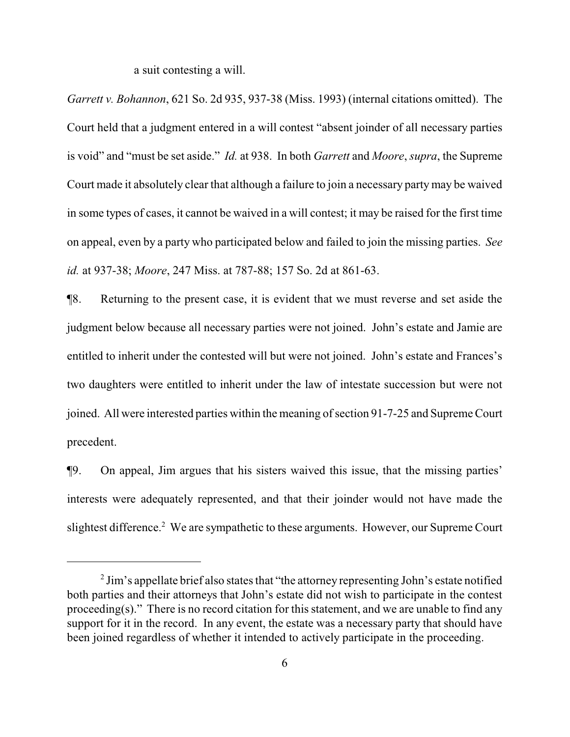a suit contesting a will.

*Garrett v. Bohannon*, 621 So. 2d 935, 937-38 (Miss. 1993) (internal citations omitted). The Court held that a judgment entered in a will contest "absent joinder of all necessary parties is void" and "must be set aside." *Id.* at 938. In both *Garrett* and *Moore*, *supra*, the Supreme Court made it absolutely clear that although a failure to join a necessary party may be waived in some types of cases, it cannot be waived in a will contest; it may be raised for the first time on appeal, even by a party who participated below and failed to join the missing parties. *See id.* at 937-38; *Moore*, 247 Miss. at 787-88; 157 So. 2d at 861-63.

¶8. Returning to the present case, it is evident that we must reverse and set aside the judgment below because all necessary parties were not joined. John's estate and Jamie are entitled to inherit under the contested will but were not joined. John's estate and Frances's two daughters were entitled to inherit under the law of intestate succession but were not joined. All were interested parties within the meaning of section 91-7-25 and Supreme Court precedent.

¶9. On appeal, Jim argues that his sisters waived this issue, that the missing parties' interests were adequately represented, and that their joinder would not have made the slightest difference.[2] We are sympathetic to these arguments. However, our Supreme Court

---

[2] Jim's appellate brief also states that "the attorney representing John's estate notified both parties and their attorneys that John's estate did not wish to participate in the contest proceeding(s)." There is no record citation for this statement, and we are unable to find any support for it in the record. In any event, the estate was a necessary party that should have been joined regardless of whether it intended to actively participate in the proceeding.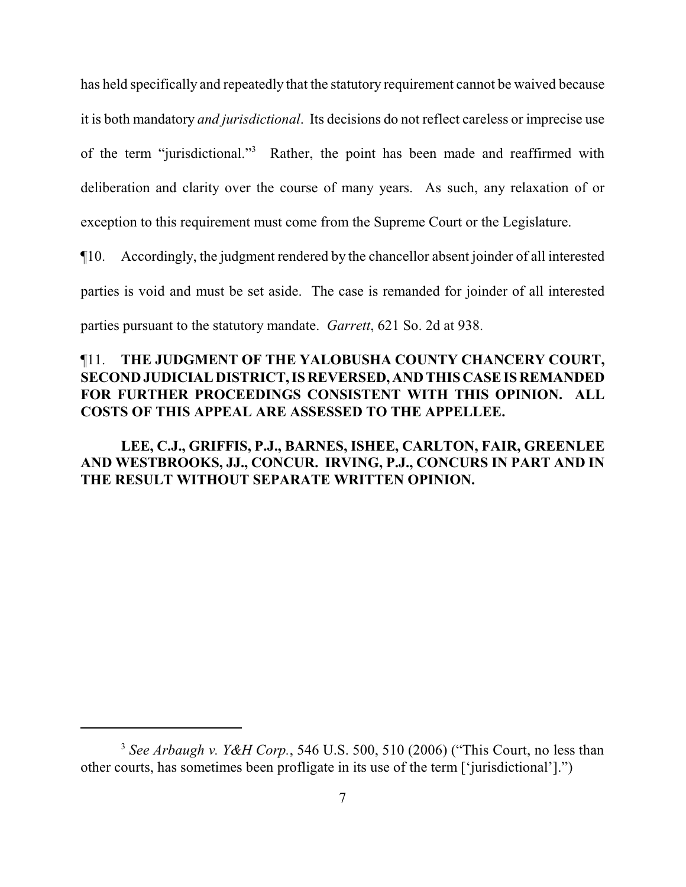has held specifically and repeatedly that the statutory requirement cannot be waived because it is both mandatory *and jurisdictional*. Its decisions do not reflect careless or imprecise use of the term "jurisdictional."[3] Rather, the point has been made and reaffirmed with deliberation and clarity over the course of many years. As such, any relaxation of or exception to this requirement must come from the Supreme Court or the Legislature.

¶10. Accordingly, the judgment rendered by the chancellor absent joinder of all interested parties is void and must be set aside. The case is remanded for joinder of all interested parties pursuant to the statutory mandate. *Garrett*, 621 So. 2d at 938.

¶11. **THE JUDGMENT OF THE YALOBUSHA COUNTY CHANCERY COURT, SECOND JUDICIAL DISTRICT, IS REVERSED, AND THIS CASE IS REMANDED FOR FURTHER PROCEEDINGS CONSISTENT WITH THIS OPINION. ALL COSTS OF THIS APPEAL ARE ASSESSED TO THE APPELLEE.**

**LEE, C.J., GRIFFIS, P.J., BARNES, ISHEE, CARLTON, FAIR, GREENLEE AND WESTBROOKS, JJ., CONCUR. IRVING, P.J., CONCURS IN PART AND IN THE RESULT WITHOUT SEPARATE WRITTEN OPINION.**

---

[3] *See Arbaugh v. Y&H Corp.*, 546 U.S. 500, 510 (2006) ("This Court, no less than other courts, has sometimes been profligate in its use of the term ['jurisdictional'].")